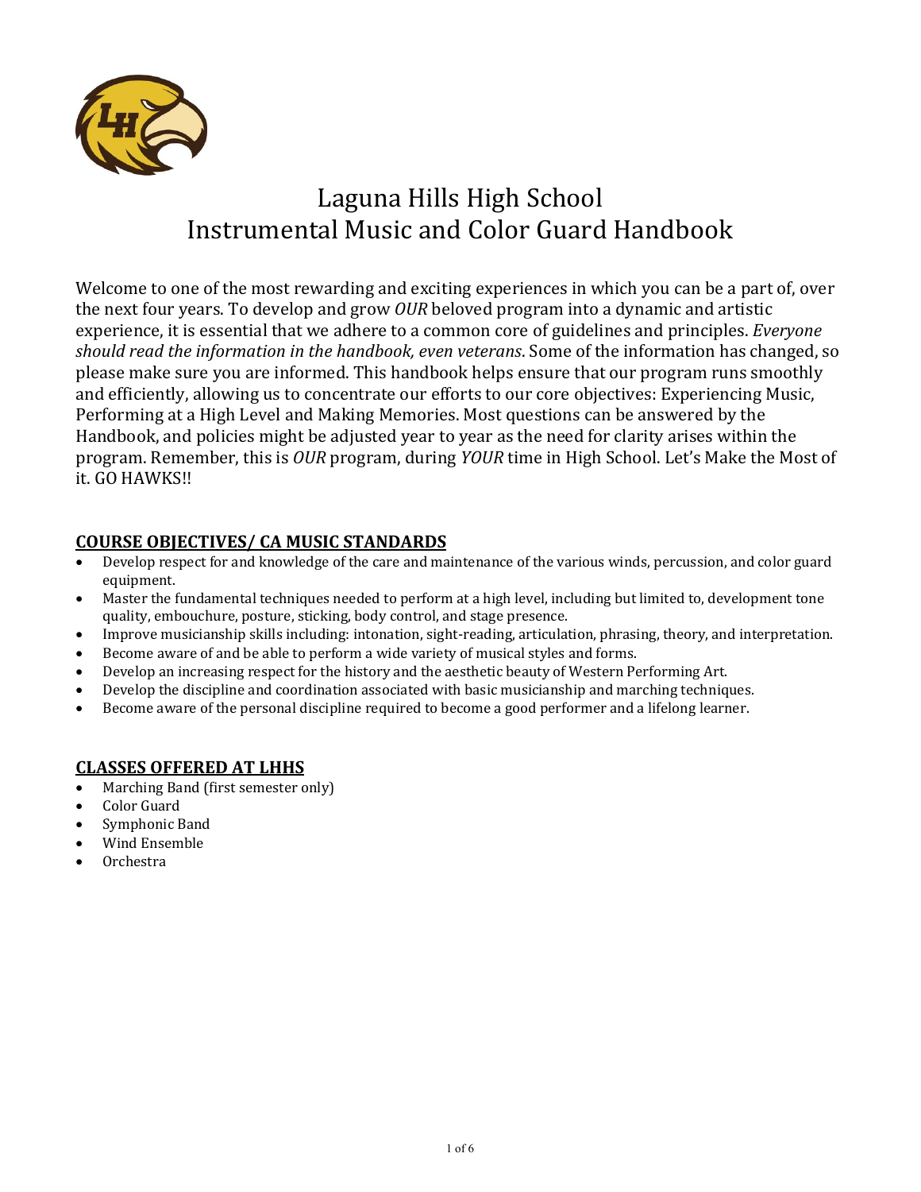# Laguna Hills High School
# Instrumental Music and Color Guard Handbook

Welcome to one of the most rewarding and exciting experiences in which you can be a part of, over the next four years. To develop and grow *OUR* beloved program into a dynamic and artistic experience, it is essential that we adhere to a common core of guidelines and principles. *Everyone should read the information in the handbook, even veterans*. Some of the information has changed, so please make sure you are informed. This handbook helps ensure that our program runs smoothly and efficiently, allowing us to concentrate our efforts to our core objectives: Experiencing Music, Performing at a High Level and Making Memories. Most questions can be answered by the Handbook, and policies might be adjusted year to year as the need for clarity arises within the program. Remember, this is *OUR* program, during *YOUR* time in High School. Let's Make the Most of it. GO HAWKS!!

## COURSE OBJECTIVES/ CA MUSIC STANDARDS

- Develop respect for and knowledge of the care and maintenance of the various winds, percussion, and color guard equipment.
- Master the fundamental techniques needed to perform at a high level, including but limited to, development tone quality, embouchure, posture, sticking, body control, and stage presence.
- Improve musicianship skills including: intonation, sight-reading, articulation, phrasing, theory, and interpretation.
- Become aware of and be able to perform a wide variety of musical styles and forms.
- Develop an increasing respect for the history and the aesthetic beauty of Western Performing Art.
- Develop the discipline and coordination associated with basic musicianship and marching techniques.
- Become aware of the personal discipline required to become a good performer and a lifelong learner.

## CLASSES OFFERED AT LHHS

- Marching Band (first semester only)
- Color Guard
- Symphonic Band
- Wind Ensemble
- Orchestra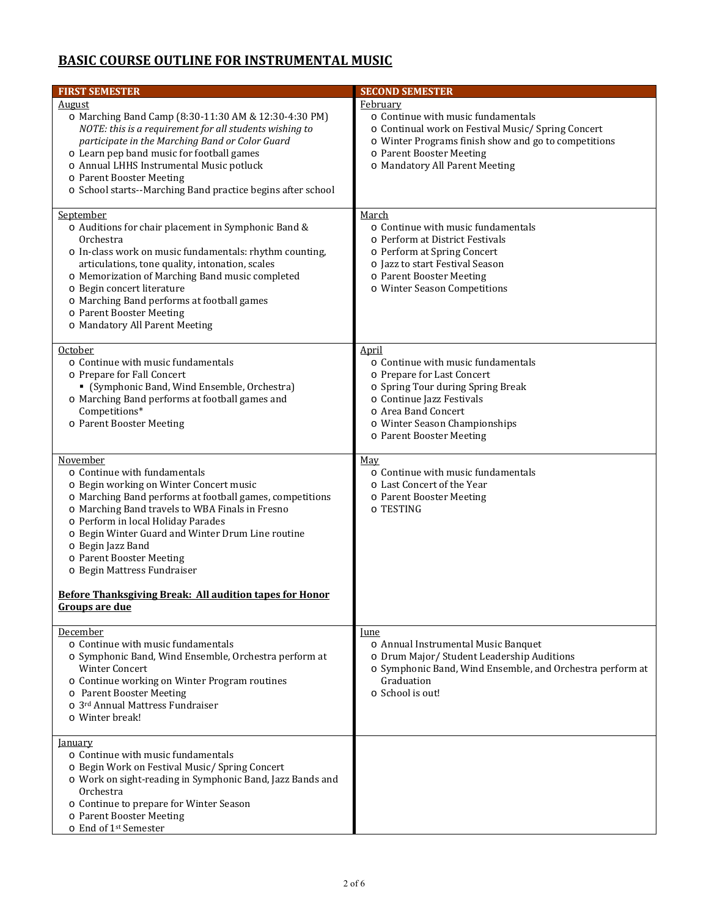## BASIC COURSE OUTLINE FOR INSTRUMENTAL MUSIC

| FIRST SEMESTER | SECOND SEMESTER |
|---|---|
| <u>August</u><br>o Marching Band Camp (8:30-11:30 AM & 12:30-4:30 PM) *NOTE: this is a requirement for all students wishing to participate in the Marching Band or Color Guard*<br>o Learn pep band music for football games<br>o Annual LHHS Instrumental Music potluck<br>o Parent Booster Meeting<br>o School starts--Marching Band practice begins after school | <u>February</u><br>o Continue with music fundamentals<br>o Continual work on Festival Music/ Spring Concert<br>o Winter Programs finish show and go to competitions<br>o Parent Booster Meeting<br>o Mandatory All Parent Meeting |
| <u>September</u><br>o Auditions for chair placement in Symphonic Band & Orchestra<br>o In-class work on music fundamentals: rhythm counting, articulations, tone quality, intonation, scales<br>o Memorization of Marching Band music completed<br>o Begin concert literature<br>o Marching Band performs at football games<br>o Parent Booster Meeting<br>o Mandatory All Parent Meeting | <u>March</u><br>o Continue with music fundamentals<br>o Perform at District Festivals<br>o Perform at Spring Concert<br>o Jazz to start Festival Season<br>o Parent Booster Meeting<br>o Winter Season Competitions |
| <u>October</u><br>o Continue with music fundamentals<br>o Prepare for Fall Concert<br>&nbsp;&nbsp;▪ (Symphonic Band, Wind Ensemble, Orchestra)<br>o Marching Band performs at football games and Competitions*<br>o Parent Booster Meeting | <u>April</u><br>o Continue with music fundamentals<br>o Prepare for Last Concert<br>o Spring Tour during Spring Break<br>o Continue Jazz Festivals<br>o Area Band Concert<br>o Winter Season Championships<br>o Parent Booster Meeting |
| <u>November</u><br>o Continue with fundamentals<br>o Begin working on Winter Concert music<br>o Marching Band performs at football games, competitions<br>o Marching Band travels to WBA Finals in Fresno<br>o Perform in local Holiday Parades<br>o Begin Winter Guard and Winter Drum Line routine<br>o Begin Jazz Band<br>o Parent Booster Meeting<br>o Begin Mattress Fundraiser<br><br>**<u>Before Thanksgiving Break: All audition tapes for Honor Groups are due</u>** | <u>May</u><br>o Continue with music fundamentals<br>o Last Concert of the Year<br>o Parent Booster Meeting<br>o TESTING |
| <u>December</u><br>o Continue with music fundamentals<br>o Symphonic Band, Wind Ensemble, Orchestra perform at Winter Concert<br>o Continue working on Winter Program routines<br>o Parent Booster Meeting<br>o 3rd Annual Mattress Fundraiser<br>o Winter break! | <u>June</u><br>o Annual Instrumental Music Banquet<br>o Drum Major/ Student Leadership Auditions<br>o Symphonic Band, Wind Ensemble, and Orchestra perform at Graduation<br>o School is out! |
| <u>January</u><br>o Continue with music fundamentals<br>o Begin Work on Festival Music/ Spring Concert<br>o Work on sight-reading in Symphonic Band, Jazz Bands and Orchestra<br>o Continue to prepare for Winter Season<br>o Parent Booster Meeting<br>o End of 1st Semester | |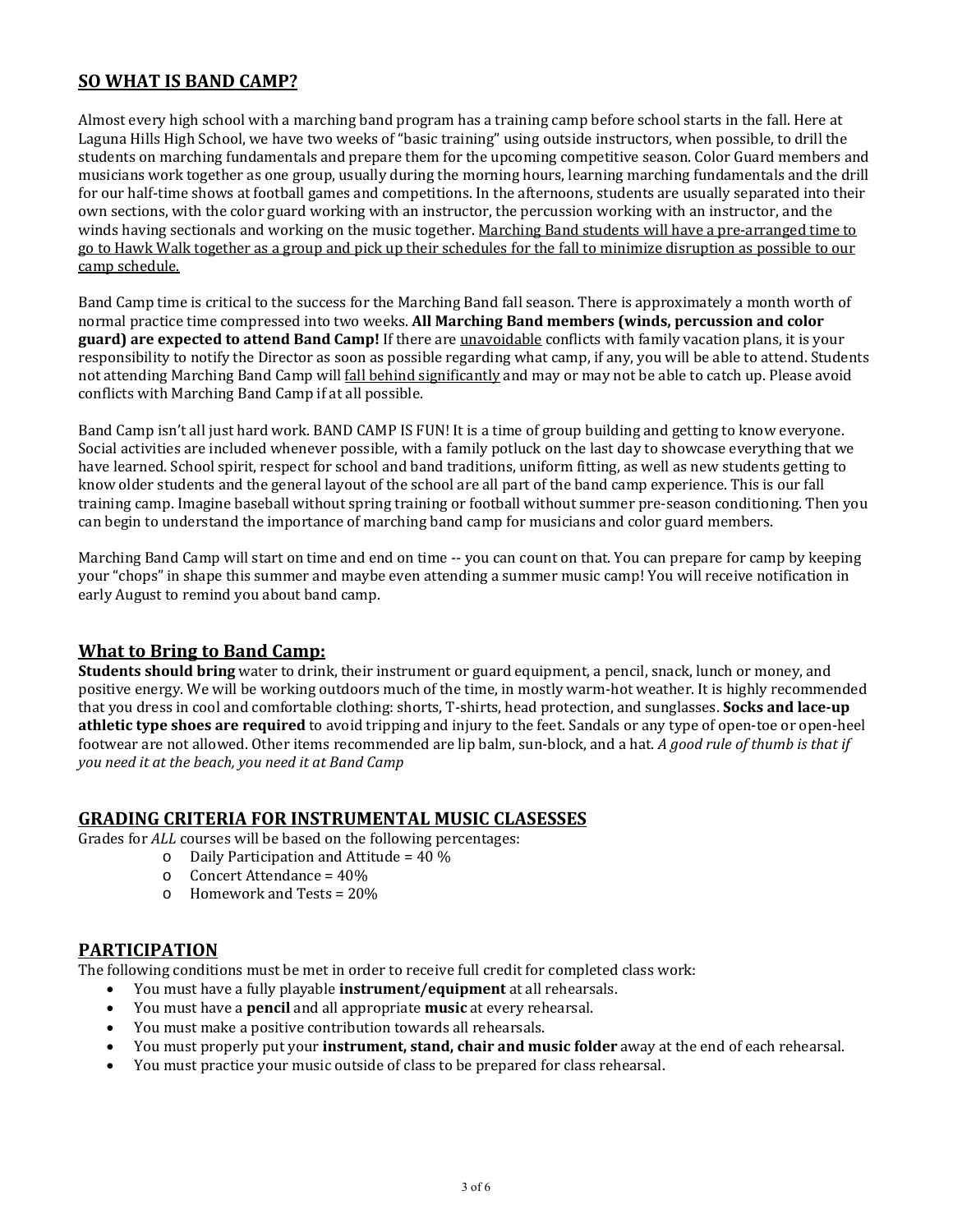## SO WHAT IS BAND CAMP?

Almost every high school with a marching band program has a training camp before school starts in the fall. Here at Laguna Hills High School, we have two weeks of "basic training" using outside instructors, when possible, to drill the students on marching fundamentals and prepare them for the upcoming competitive season. Color Guard members and musicians work together as one group, usually during the morning hours, learning marching fundamentals and the drill for our half-time shows at football games and competitions. In the afternoons, students are usually separated into their own sections, with the color guard working with an instructor, the percussion working with an instructor, and the winds having sectionals and working on the music together. <u>Marching Band students will have a pre-arranged time to go to Hawk Walk together as a group and pick up their schedules for the fall to minimize disruption as possible to our camp schedule.</u>

Band Camp time is critical to the success for the Marching Band fall season. There is approximately a month worth of normal practice time compressed into two weeks. **All Marching Band members (winds, percussion and color guard) are expected to attend Band Camp!** If there are <u>unavoidable</u> conflicts with family vacation plans, it is your responsibility to notify the Director as soon as possible regarding what camp, if any, you will be able to attend. Students not attending Marching Band Camp will <u>fall behind significantly</u> and may or may not be able to catch up. Please avoid conflicts with Marching Band Camp if at all possible.

Band Camp isn't all just hard work. BAND CAMP IS FUN! It is a time of group building and getting to know everyone. Social activities are included whenever possible, with a family potluck on the last day to showcase everything that we have learned. School spirit, respect for school and band traditions, uniform fitting, as well as new students getting to know older students and the general layout of the school are all part of the band camp experience. This is our fall training camp. Imagine baseball without spring training or football without summer pre-season conditioning. Then you can begin to understand the importance of marching band camp for musicians and color guard members.

Marching Band Camp will start on time and end on time -- you can count on that. You can prepare for camp by keeping your "chops" in shape this summer and maybe even attending a summer music camp! You will receive notification in early August to remind you about band camp.

## What to Bring to Band Camp:

**Students should bring** water to drink, their instrument or guard equipment, a pencil, snack, lunch or money, and positive energy. We will be working outdoors much of the time, in mostly warm-hot weather. It is highly recommended that you dress in cool and comfortable clothing: shorts, T-shirts, head protection, and sunglasses. **Socks and lace-up athletic type shoes are required** to avoid tripping and injury to the feet. Sandals or any type of open-toe or open-heel footwear are not allowed. Other items recommended are lip balm, sun-block, and a hat. *A good rule of thumb is that if you need it at the beach, you need it at Band Camp*

## GRADING CRITERIA FOR INSTRUMENTAL MUSIC CLASESSES

Grades for *ALL* courses will be based on the following percentages:

- Daily Participation and Attitude = 40 %
- Concert Attendance = 40%
- Homework and Tests = 20%

## PARTICIPATION

The following conditions must be met in order to receive full credit for completed class work:

- You must have a fully playable **instrument/equipment** at all rehearsals.
- You must have a **pencil** and all appropriate **music** at every rehearsal.
- You must make a positive contribution towards all rehearsals.
- You must properly put your **instrument, stand, chair and music folder** away at the end of each rehearsal.
- You must practice your music outside of class to be prepared for class rehearsal.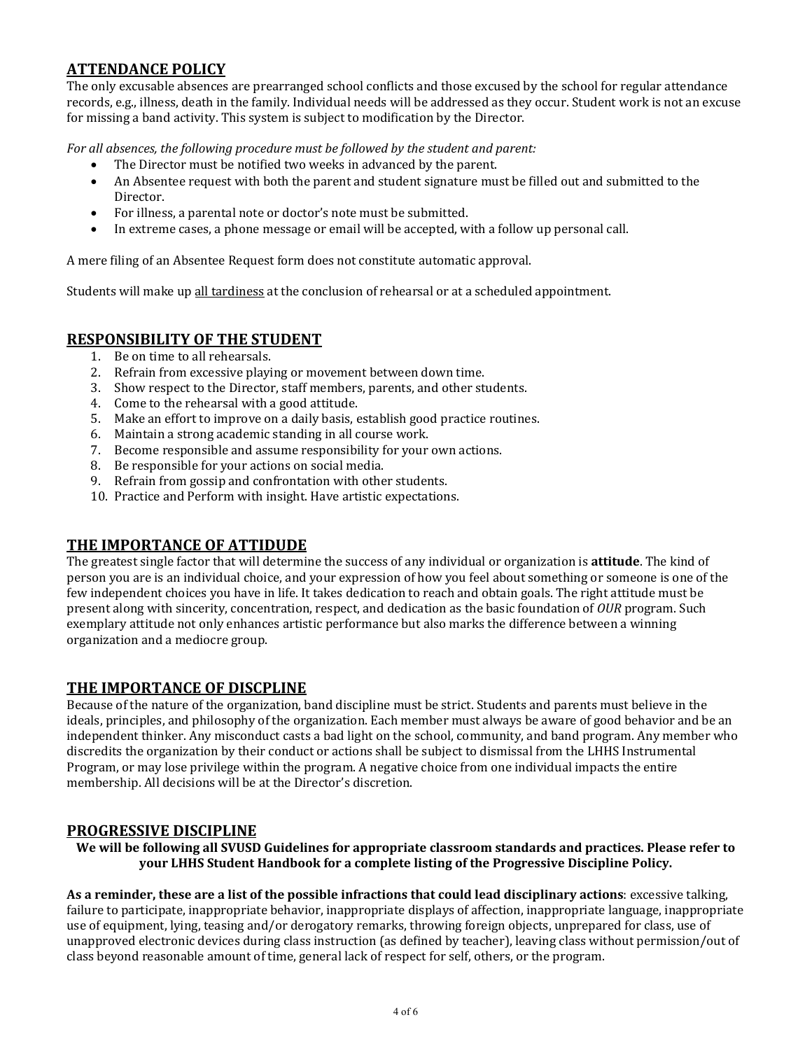## ATTENDANCE POLICY

The only excusable absences are prearranged school conflicts and those excused by the school for regular attendance records, e.g., illness, death in the family. Individual needs will be addressed as they occur. Student work is not an excuse for missing a band activity. This system is subject to modification by the Director.

*For all absences, the following procedure must be followed by the student and parent:*

- The Director must be notified two weeks in advanced by the parent.
- An Absentee request with both the parent and student signature must be filled out and submitted to the Director.
- For illness, a parental note or doctor's note must be submitted.
- In extreme cases, a phone message or email will be accepted, with a follow up personal call.

A mere filing of an Absentee Request form does not constitute automatic approval.

Students will make up <u>all tardiness</u> at the conclusion of rehearsal or at a scheduled appointment.

## RESPONSIBILITY OF THE STUDENT

1. Be on time to all rehearsals.
2. Refrain from excessive playing or movement between down time.
3. Show respect to the Director, staff members, parents, and other students.
4. Come to the rehearsal with a good attitude.
5. Make an effort to improve on a daily basis, establish good practice routines.
6. Maintain a strong academic standing in all course work.
7. Become responsible and assume responsibility for your own actions.
8. Be responsible for your actions on social media.
9. Refrain from gossip and confrontation with other students.
10. Practice and Perform with insight. Have artistic expectations.

## THE IMPORTANCE OF ATTIDUDE

The greatest single factor that will determine the success of any individual or organization is **attitude**. The kind of person you are is an individual choice, and your expression of how you feel about something or someone is one of the few independent choices you have in life. It takes dedication to reach and obtain goals. The right attitude must be present along with sincerity, concentration, respect, and dedication as the basic foundation of *OUR* program. Such exemplary attitude not only enhances artistic performance but also marks the difference between a winning organization and a mediocre group.

## THE IMPORTANCE OF DISCPLINE

Because of the nature of the organization, band discipline must be strict. Students and parents must believe in the ideals, principles, and philosophy of the organization. Each member must always be aware of good behavior and be an independent thinker. Any misconduct casts a bad light on the school, community, and band program. Any member who discredits the organization by their conduct or actions shall be subject to dismissal from the LHHS Instrumental Program, or may lose privilege within the program. A negative choice from one individual impacts the entire membership. All decisions will be at the Director's discretion.

## PROGRESSIVE DISCIPLINE

**We will be following all SVUSD Guidelines for appropriate classroom standards and practices. Please refer to your LHHS Student Handbook for a complete listing of the Progressive Discipline Policy.**

**As a reminder, these are a list of the possible infractions that could lead disciplinary actions**: excessive talking, failure to participate, inappropriate behavior, inappropriate displays of affection, inappropriate language, inappropriate use of equipment, lying, teasing and/or derogatory remarks, throwing foreign objects, unprepared for class, use of unapproved electronic devices during class instruction (as defined by teacher), leaving class without permission/out of class beyond reasonable amount of time, general lack of respect for self, others, or the program.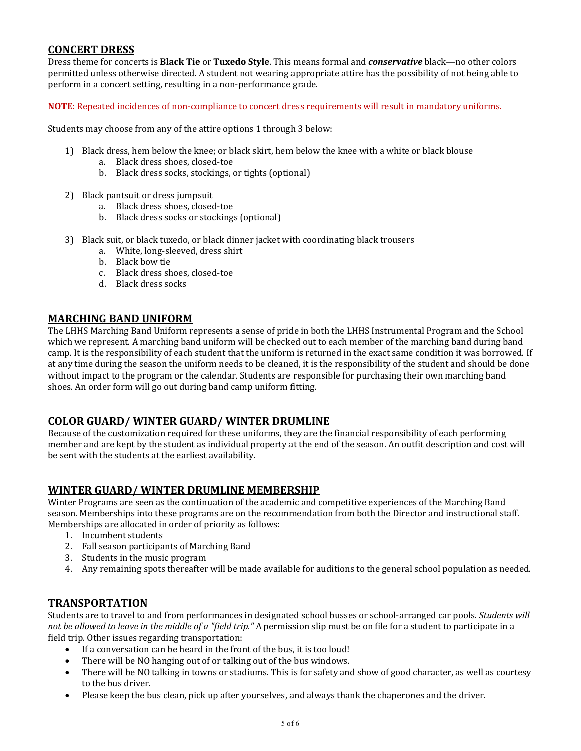## CONCERT DRESS

Dress theme for concerts is **Black Tie** or **Tuxedo Style**. This means formal and ***conservative*** black—no other colors permitted unless otherwise directed. A student not wearing appropriate attire has the possibility of not being able to perform in a concert setting, resulting in a non-performance grade.

**NOTE**: Repeated incidences of non-compliance to concert dress requirements will result in mandatory uniforms.

Students may choose from any of the attire options 1 through 3 below:

1) Black dress, hem below the knee; or black skirt, hem below the knee with a white or black blouse
    a. Black dress shoes, closed-toe
    b. Black dress socks, stockings, or tights (optional)

2) Black pantsuit or dress jumpsuit
    a. Black dress shoes, closed-toe
    b. Black dress socks or stockings (optional)

3) Black suit, or black tuxedo, or black dinner jacket with coordinating black trousers
    a. White, long-sleeved, dress shirt
    b. Black bow tie
    c. Black dress shoes, closed-toe
    d. Black dress socks

## MARCHING BAND UNIFORM

The LHHS Marching Band Uniform represents a sense of pride in both the LHHS Instrumental Program and the School which we represent. A marching band uniform will be checked out to each member of the marching band during band camp. It is the responsibility of each student that the uniform is returned in the exact same condition it was borrowed. If at any time during the season the uniform needs to be cleaned, it is the responsibility of the student and should be done without impact to the program or the calendar. Students are responsible for purchasing their own marching band shoes. An order form will go out during band camp uniform fitting.

## COLOR GUARD/ WINTER GUARD/ WINTER DRUMLINE

Because of the customization required for these uniforms, they are the financial responsibility of each performing member and are kept by the student as individual property at the end of the season. An outfit description and cost will be sent with the students at the earliest availability.

## WINTER GUARD/ WINTER DRUMLINE MEMBERSHIP

Winter Programs are seen as the continuation of the academic and competitive experiences of the Marching Band season. Memberships into these programs are on the recommendation from both the Director and instructional staff. Memberships are allocated in order of priority as follows:

1. Incumbent students
2. Fall season participants of Marching Band
3. Students in the music program
4. Any remaining spots thereafter will be made available for auditions to the general school population as needed.

## TRANSPORTATION

Students are to travel to and from performances in designated school busses or school-arranged car pools. *Students will not be allowed to leave in the middle of a "field trip."* A permission slip must be on file for a student to participate in a field trip. Other issues regarding transportation:

- If a conversation can be heard in the front of the bus, it is too loud!
- There will be NO hanging out of or talking out of the bus windows.
- There will be NO talking in towns or stadiums. This is for safety and show of good character, as well as courtesy to the bus driver.
- Please keep the bus clean, pick up after yourselves, and always thank the chaperones and the driver.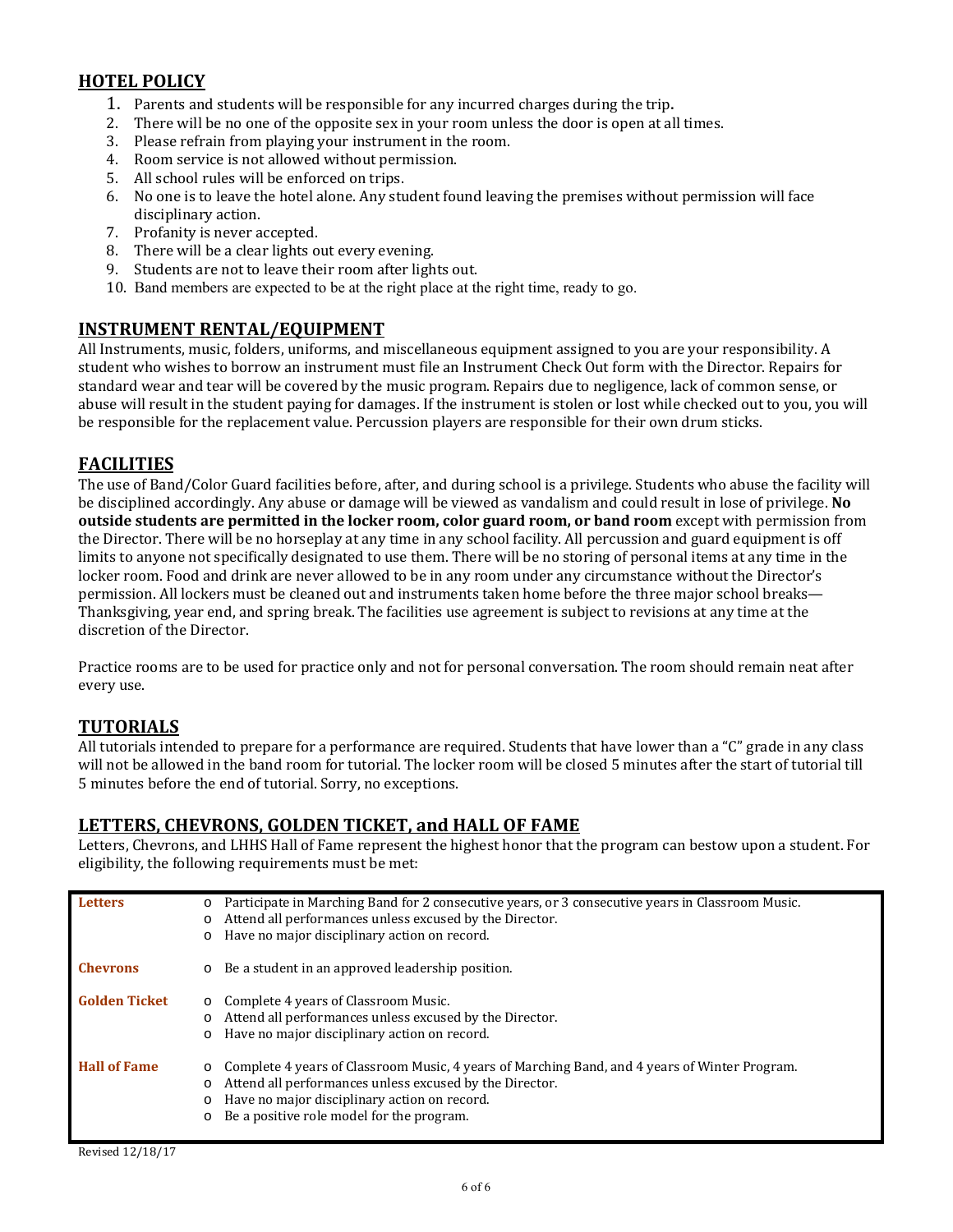## HOTEL POLICY

1. Parents and students will be responsible for any incurred charges during the trip.
2. There will be no one of the opposite sex in your room unless the door is open at all times.
3. Please refrain from playing your instrument in the room.
4. Room service is not allowed without permission.
5. All school rules will be enforced on trips.
6. No one is to leave the hotel alone. Any student found leaving the premises without permission will face disciplinary action.
7. Profanity is never accepted.
8. There will be a clear lights out every evening.
9. Students are not to leave their room after lights out.
10. Band members are expected to be at the right place at the right time, ready to go.

## INSTRUMENT RENTAL/EQUIPMENT

All Instruments, music, folders, uniforms, and miscellaneous equipment assigned to you are your responsibility. A student who wishes to borrow an instrument must file an Instrument Check Out form with the Director. Repairs for standard wear and tear will be covered by the music program. Repairs due to negligence, lack of common sense, or abuse will result in the student paying for damages. If the instrument is stolen or lost while checked out to you, you will be responsible for the replacement value. Percussion players are responsible for their own drum sticks.

## FACILITIES

The use of Band/Color Guard facilities before, after, and during school is a privilege. Students who abuse the facility will be disciplined accordingly. Any abuse or damage will be viewed as vandalism and could result in lose of privilege. **No outside students are permitted in the locker room, color guard room, or band room** except with permission from the Director. There will be no horseplay at any time in any school facility. All percussion and guard equipment is off limits to anyone not specifically designated to use them. There will be no storing of personal items at any time in the locker room. Food and drink are never allowed to be in any room under any circumstance without the Director's permission. All lockers must be cleaned out and instruments taken home before the three major school breaks—Thanksgiving, year end, and spring break. The facilities use agreement is subject to revisions at any time at the discretion of the Director.

Practice rooms are to be used for practice only and not for personal conversation. The room should remain neat after every use.

## TUTORIALS

All tutorials intended to prepare for a performance are required. Students that have lower than a "C" grade in any class will not be allowed in the band room for tutorial. The locker room will be closed 5 minutes after the start of tutorial till 5 minutes before the end of tutorial. Sorry, no exceptions.

## LETTERS, CHEVRONS, GOLDEN TICKET, and HALL OF FAME

Letters, Chevrons, and LHHS Hall of Fame represent the highest honor that the program can bestow upon a student. For eligibility, the following requirements must be met:

| | |
|---|---|
| **Letters** | o Participate in Marching Band for 2 consecutive years, or 3 consecutive years in Classroom Music.<br>o Attend all performances unless excused by the Director.<br>o Have no major disciplinary action on record. |
| **Chevrons** | o Be a student in an approved leadership position. |
| **Golden Ticket** | o Complete 4 years of Classroom Music.<br>o Attend all performances unless excused by the Director.<br>o Have no major disciplinary action on record. |
| **Hall of Fame** | o Complete 4 years of Classroom Music, 4 years of Marching Band, and 4 years of Winter Program.<br>o Attend all performances unless excused by the Director.<br>o Have no major disciplinary action on record.<br>o Be a positive role model for the program. |

Revised 12/18/17